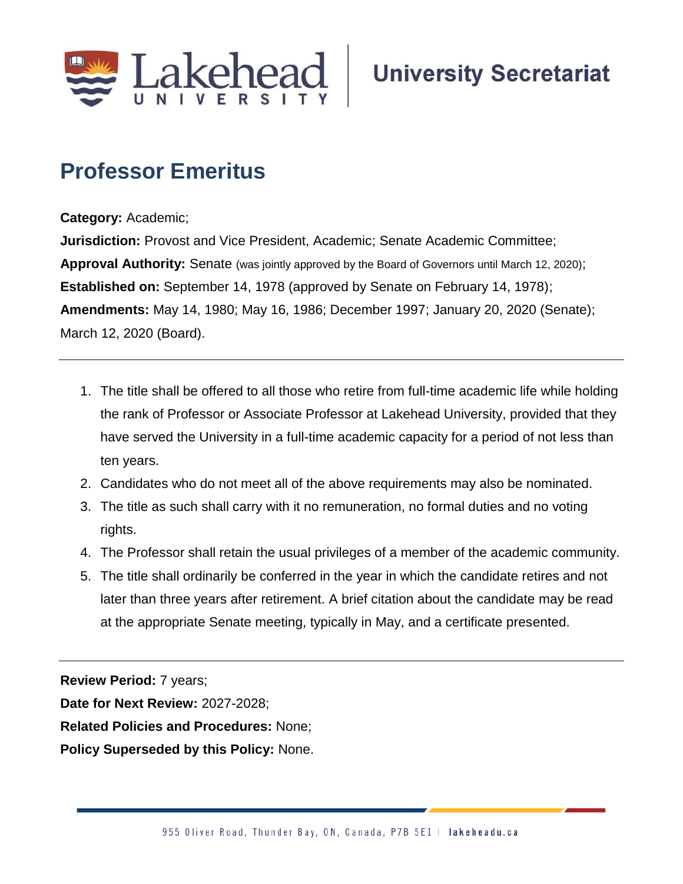University Secretariat

# Professor Emeritus

**Category:** Academic;
**Jurisdiction:** Provost and Vice President, Academic; Senate Academic Committee;
**Approval Authority:** Senate (was jointly approved by the Board of Governors until March 12, 2020);
**Established on:** September 14, 1978 (approved by Senate on February 14, 1978);
**Amendments:** May 14, 1980; May 16, 1986; December 1997; January 20, 2020 (Senate); March 12, 2020 (Board).

---

1. The title shall be offered to all those who retire from full-time academic life while holding the rank of Professor or Associate Professor at Lakehead University, provided that they have served the University in a full-time academic capacity for a period of not less than ten years.
2. Candidates who do not meet all of the above requirements may also be nominated.
3. The title as such shall carry with it no remuneration, no formal duties and no voting rights.
4. The Professor shall retain the usual privileges of a member of the academic community.
5. The title shall ordinarily be conferred in the year in which the candidate retires and not later than three years after retirement. A brief citation about the candidate may be read at the appropriate Senate meeting, typically in May, and a certificate presented.

---

**Review Period:** 7 years;
**Date for Next Review:** 2027-2028;
**Related Policies and Procedures:** None;
**Policy Superseded by this Policy:** None.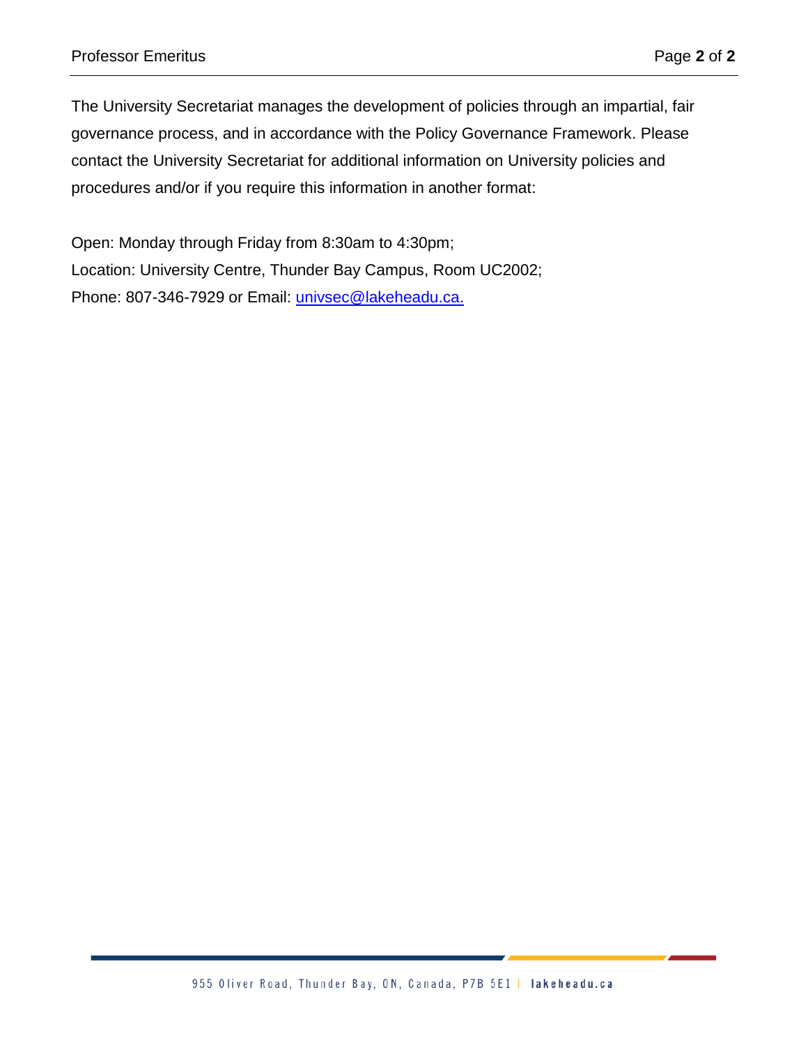The University Secretariat manages the development of policies through an impartial, fair governance process, and in accordance with the Policy Governance Framework. Please contact the University Secretariat for additional information on University policies and procedures and/or if you require this information in another format:

Open: Monday through Friday from 8:30am to 4:30pm;
Location: University Centre, Thunder Bay Campus, Room UC2002;
Phone: 807-346-7929 or Email: univsec@lakeheadu.ca.